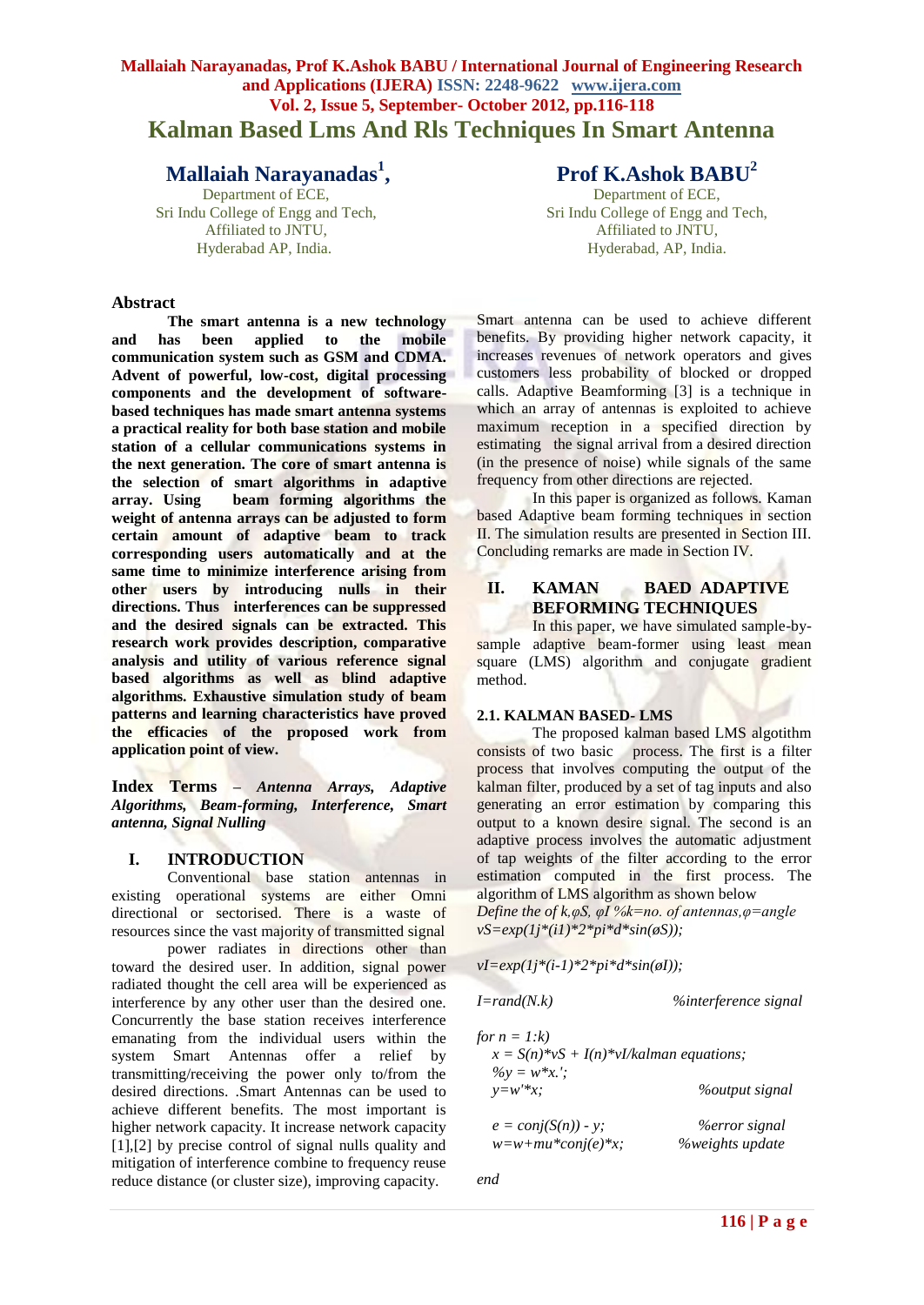# Kalman Based Lms And Rls Techniques In Smart Antenna

**Mallaiah Narayanadas[1],**
Department of ECE,
Sri Indu College of Engg and Tech,
Affiliated to JNTU,
Hyderabad AP, India.

**Prof K.Ashok BABU[2]**
Department of ECE,
Sri Indu College of Engg and Tech,
Affiliated to JNTU,
Hyderabad, AP, India.

## Abstract

**The smart antenna is a new technology and has been applied to the mobile communication system such as GSM and CDMA. Advent of powerful, low-cost, digital processing components and the development of software-based techniques has made smart antenna systems a practical reality for both base station and mobile station of a cellular communications systems in the next generation. The core of smart antenna is the selection of smart algorithms in adaptive array. Using beam forming algorithms the weight of antenna arrays can be adjusted to form certain amount of adaptive beam to track corresponding users automatically and at the same time to minimize interference arising from other users by introducing nulls in their directions. Thus interferences can be suppressed and the desired signals can be extracted. This research work provides description, comparative analysis and utility of various reference signal based algorithms as well as blind adaptive algorithms. Exhaustive simulation study of beam patterns and learning characteristics have proved the efficacies of the proposed work from application point of view.**

**Index Terms** – ***Antenna Arrays, Adaptive Algorithms, Beam-forming, Interference, Smart antenna, Signal Nulling***

## I. INTRODUCTION

Conventional base station antennas in existing operational systems are either Omni directional or sectorised. There is a waste of resources since the vast majority of transmitted signal

power radiates in directions other than toward the desired user. In addition, signal power radiated thought the cell area will be experienced as interference by any other user than the desired one. Concurrently the base station receives interference emanating from the individual users within the system Smart Antennas offer a relief by transmitting/receiving the power only to/from the desired directions. .Smart Antennas can be used to achieve different benefits. The most important is higher network capacity. It increase network capacity [1],[2] by precise control of signal nulls quality and mitigation of interference combine to frequency reuse reduce distance (or cluster size), improving capacity.

Smart antenna can be used to achieve different benefits. By providing higher network capacity, it increases revenues of network operators and gives customers less probability of blocked or dropped calls. Adaptive Beamforming [3] is a technique in which an array of antennas is exploited to achieve maximum reception in a specified direction by estimating the signal arrival from a desired direction (in the presence of noise) while signals of the same frequency from other directions are rejected.

In this paper is organized as follows. Kaman based Adaptive beam forming techniques in section II. The simulation results are presented in Section III. Concluding remarks are made in Section IV.

## II. KAMAN BAED ADAPTIVE BEFORMING TECHNIQUES

In this paper, we have simulated sample-by-sample adaptive beam-former using least mean square (LMS) algorithm and conjugate gradient method.

### 2.1. KALMAN BASED- LMS

The proposed kalman based LMS algotithm consists of two basic process. The first is a filter process that involves computing the output of the kalman filter, produced by a set of tag inputs and also generating an error estimation by comparing this output to a known desire signal. The second is an adaptive process involves the automatic adjustment of tap weights of the filter according to the error estimation computed in the first process. The algorithm of LMS algorithm as shown below

```
Define the of k,φS, φI %k=no. of antennas,φ=angle
vS=exp(1j*(i1)*2*pi*d*sin(øS));

vI=exp(1j*(i-1)*2*pi*d*sin(øI));

I=rand(N.k)                    %interference signal

for n = 1:k)
  x = S(n)*vS + I(n)*vI/kalman equations;
  %y = w*x.';
  y=w'*x;                        %output signal

  e = conj(S(n)) - y;            %error signal
  w=w+mu*conj(e)*x;             %weights update

end
```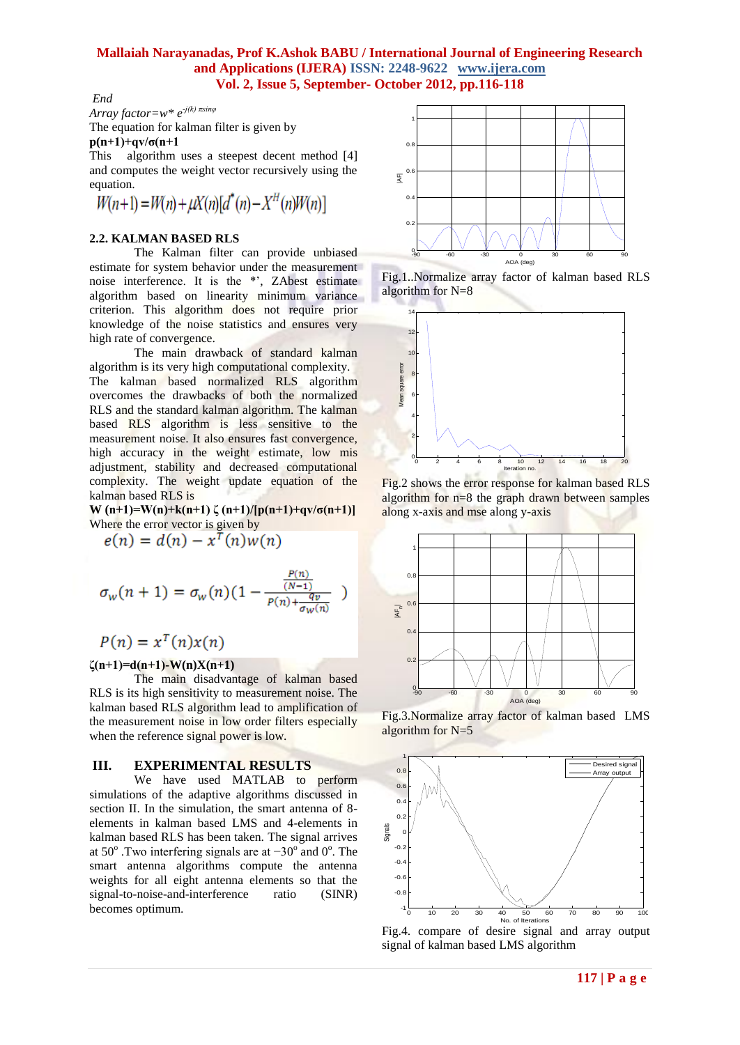*End*

*Array factor=w\* $e^{-j(k)\pi\sin\varphi}$*

The equation for kalman filter is given by

**p(n+1)+qv/σ(n+1**

This algorithm uses a steepest decent method [4] and computes the weight vector recursively using the equation.

$$W(n+1) = W(n) + \mu X(n)[d^*(n) - X^H(n)W(n)]$$

### 2.2. KALMAN BASED RLS

The Kalman filter can provide unbiased estimate for system behavior under the measurement noise interference. It is the *', ZAbest estimate algorithm based on linearity minimum variance criterion. This algorithm does not require prior knowledge of the noise statistics and ensures very high rate of convergence.

The main drawback of standard kalman algorithm is its very high computational complexity. The kalman based normalized RLS algorithm overcomes the drawbacks of both the normalized RLS and the standard kalman algorithm. The kalman based RLS algorithm is less sensitive to the measurement noise. It also ensures fast convergence, high accuracy in the weight estimate, low mis adjustment, stability and decreased computational complexity. The weight update equation of the kalman based RLS is

**W (n+1)=W(n)+k(n+1) ζ (n+1)/[p(n+1)+qv/σ(n+1)]**

Where the error vector is given by

$$e(n) = d(n) - x^T(n)w(n)$$

$$\sigma_w(n+1) = \sigma_w(n)\left(1 - \frac{\frac{P(n)}{(N-1)}}{P(n) + \frac{qv}{\sigma_w(n)}}\right)$$

$$P(n) = x^T(n)x(n)$$

**ζ(n+1)=d(n+1)-W(n)X(n+1)**

The main disadvantage of kalman based RLS is its high sensitivity to measurement noise. The kalman based RLS algorithm lead to amplification of the measurement noise in low order filters especially when the reference signal power is low.

## III. EXPERIMENTAL RESULTS

We have used MATLAB to perform simulations of the adaptive algorithms discussed in section II. In the simulation, the smart antenna of 8-elements in kalman based LMS and 4-elements in kalman based RLS has been taken. The signal arrives at 50° .Two interfering signals are at −30° and 0°. The smart antenna algorithms compute the antenna weights for all eight antenna elements so that the signal-to-noise-and-interference ratio (SINR) becomes optimum.

Fig.1..Normalize array factor of kalman based RLS algorithm for N=8

Fig.2 shows the error response for kalman based RLS algorithm for n=8 the graph drawn between samples along x-axis and mse along y-axis

Fig.3.Normalize array factor of kalman based LMS algorithm for N=5

Fig.4. compare of desire signal and array output signal of kalman based LMS algorithm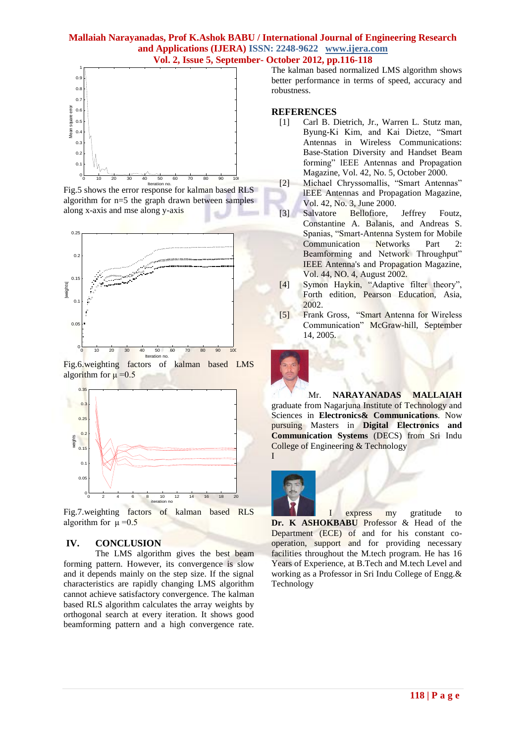Mean square error

1
0.9
0.8
0.7
0.6
0.5
0.4
0.3
0.2
0.1
0

0 10 20 30 40 50 60 70 80 90 100

Iteration no.

Fig.5 shows the error response for kalman based RLS algorithm for n=5 the graph drawn between samples along x-axis and mse along y-axis

|weights|

0.25
0.2
0.15
0.1
0.05
0

0 10 20 30 40 50 60 70 80 90 100

Iteration no.

Fig.6.weighting factors of kalman based LMS algorithm for μ =0.5

weights

0.35
0.3
0.25
0.2
0.15
0.1
0.05
0

0 2 4 6 8 10 12 14 16 18 20

iteration no

Fig.7.weighting factors of kalman based RLS algorithm for μ =0.5

## IV. CONCLUSION

The LMS algorithm gives the best beam forming pattern. However, its convergence is slow and it depends mainly on the step size. If the signal characteristics are rapidly changing LMS algorithm cannot achieve satisfactory convergence. The kalman based RLS algorithm calculates the array weights by orthogonal search at every iteration. It shows good beamforming pattern and a high convergence rate. The kalman based normalized LMS algorithm shows better performance in terms of speed, accuracy and robustness.

## REFERENCES

[1] Carl B. Dietrich, Jr., Warren L. Stutz man, Byung-Ki Kim, and Kai Dietze, "Smart Antennas in Wireless Communications: Base-Station Diversity and Handset Beam forming" lEEE Antennas and Propagation Magazine, Vol. 42, No. 5, October 2000.

[2] Michael Chryssomallis, "Smart Antennas" lEEE Antennas and Propagation Magazine, Vol. 42, No. 3, June 2000.

[3] Salvatore Bellofiore, Jeffrey Foutz, Constantine A. Balanis, and Andreas S. Spanias, "Smart-Antenna System for Mobile Communication Networks Part 2: Beamforming and Network Throughput" IEEE Antenna's and Propagation Magazine, Vol. 44, NO. 4, August 2002.

[4] Symon Haykin, "Adaptive filter theory", Forth edition, Pearson Education, Asia, 2002.

[5] Frank Gross, "Smart Antenna for Wireless Communication" McGraw-hill, September 14, 2005.

Mr. **NARAYANADAS MALLAIAH** graduate from Nagarjuna Institute of Technology and Sciences in **Electronics& Communications**. Now pursuing Masters in **Digital Electronics and Communication Systems** (DECS) from Sri Indu College of Engineering & Technology

I

I express my gratitude to **Dr. K ASHOKBABU** Professor & Head of the Department (ECE) of and for his constant co-operation, support and for providing necessary facilities throughout the M.tech program. He has 16 Years of Experience, at B.Tech and M.tech Level and working as a Professor in Sri Indu College of Engg.& Technology